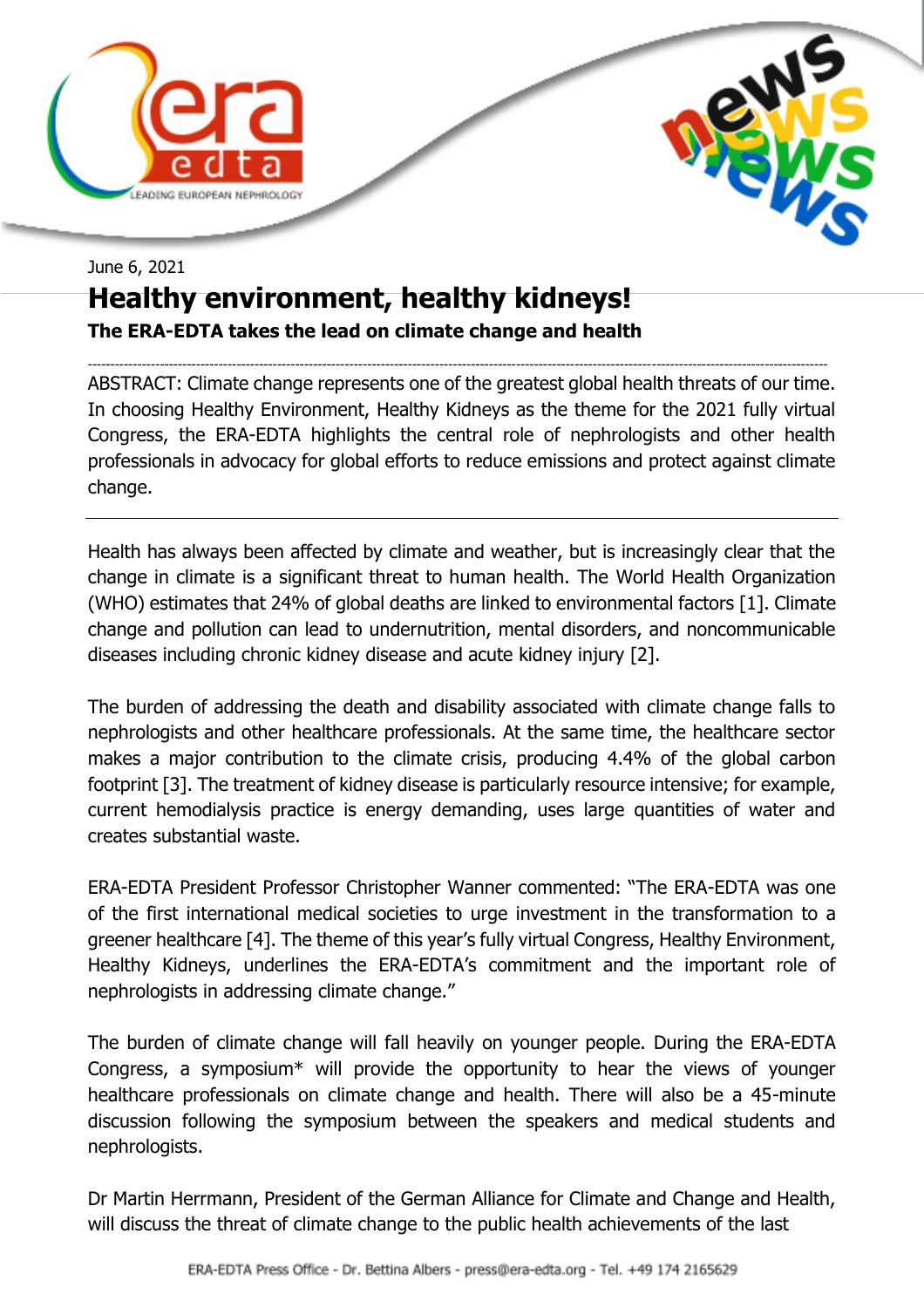June 6, 2021

# Healthy environment, healthy kidneys!

**The ERA-EDTA takes the lead on climate change and health**

---

ABSTRACT: Climate change represents one of the greatest global health threats of our time. In choosing Healthy Environment, Healthy Kidneys as the theme for the 2021 fully virtual Congress, the ERA-EDTA highlights the central role of nephrologists and other health professionals in advocacy for global efforts to reduce emissions and protect against climate change.

---

Health has always been affected by climate and weather, but is increasingly clear that the change in climate is a significant threat to human health. The World Health Organization (WHO) estimates that 24% of global deaths are linked to environmental factors [1]. Climate change and pollution can lead to undernutrition, mental disorders, and noncommunicable diseases including chronic kidney disease and acute kidney injury [2].

The burden of addressing the death and disability associated with climate change falls to nephrologists and other healthcare professionals. At the same time, the healthcare sector makes a major contribution to the climate crisis, producing 4.4% of the global carbon footprint [3]. The treatment of kidney disease is particularly resource intensive; for example, current hemodialysis practice is energy demanding, uses large quantities of water and creates substantial waste.

ERA-EDTA President Professor Christopher Wanner commented: "The ERA-EDTA was one of the first international medical societies to urge investment in the transformation to a greener healthcare [4]. The theme of this year's fully virtual Congress, Healthy Environment, Healthy Kidneys, underlines the ERA-EDTA's commitment and the important role of nephrologists in addressing climate change."

The burden of climate change will fall heavily on younger people. During the ERA-EDTA Congress, a symposium* will provide the opportunity to hear the views of younger healthcare professionals on climate change and health. There will also be a 45-minute discussion following the symposium between the speakers and medical students and nephrologists.

Dr Martin Herrmann, President of the German Alliance for Climate and Change and Health, will discuss the threat of climate change to the public health achievements of the last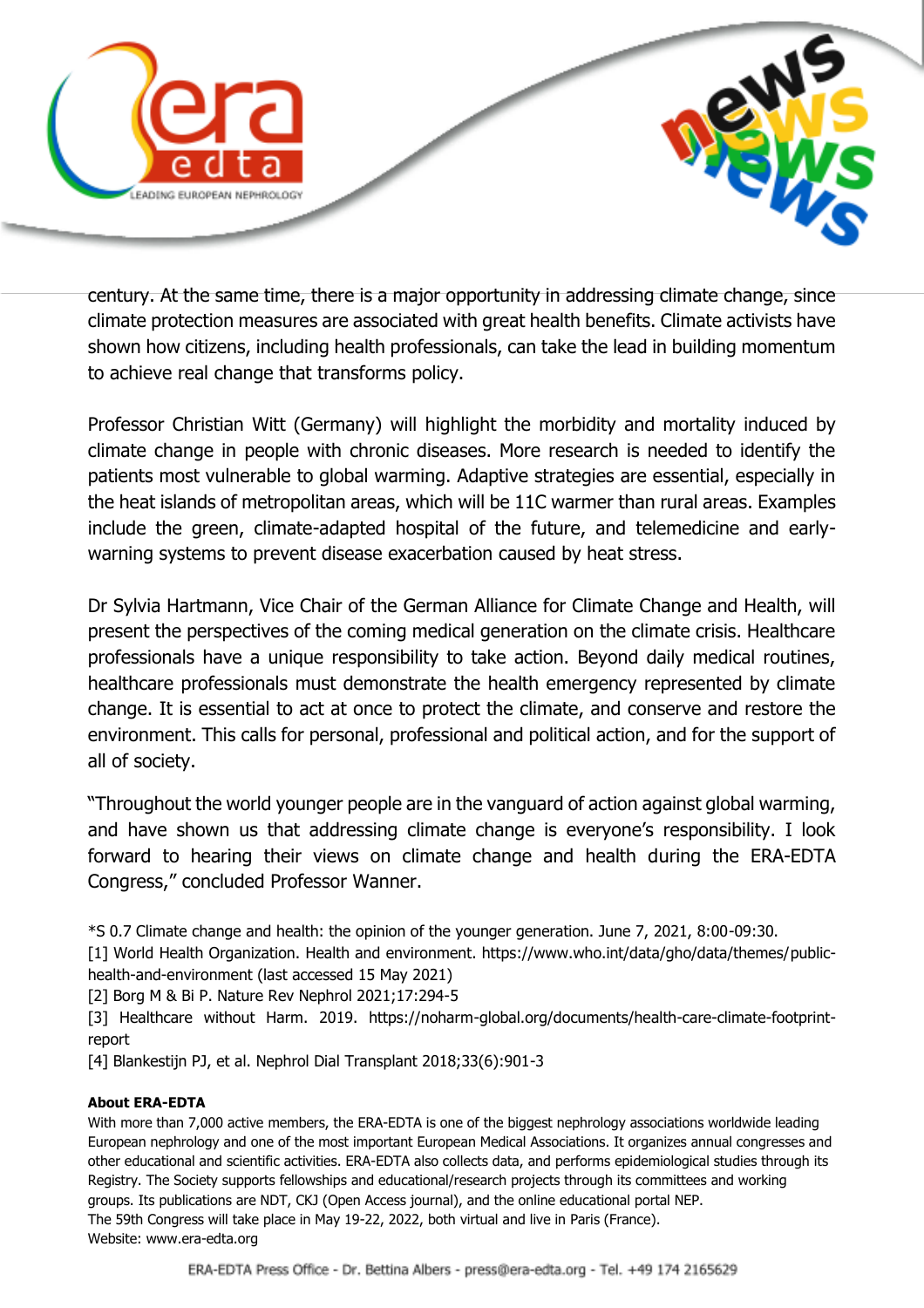century. At the same time, there is a major opportunity in addressing climate change, since climate protection measures are associated with great health benefits. Climate activists have shown how citizens, including health professionals, can take the lead in building momentum to achieve real change that transforms policy.

Professor Christian Witt (Germany) will highlight the morbidity and mortality induced by climate change in people with chronic diseases. More research is needed to identify the patients most vulnerable to global warming. Adaptive strategies are essential, especially in the heat islands of metropolitan areas, which will be 11C warmer than rural areas. Examples include the green, climate-adapted hospital of the future, and telemedicine and early-warning systems to prevent disease exacerbation caused by heat stress.

Dr Sylvia Hartmann, Vice Chair of the German Alliance for Climate Change and Health, will present the perspectives of the coming medical generation on the climate crisis. Healthcare professionals have a unique responsibility to take action. Beyond daily medical routines, healthcare professionals must demonstrate the health emergency represented by climate change. It is essential to act at once to protect the climate, and conserve and restore the environment. This calls for personal, professional and political action, and for the support of all of society.

"Throughout the world younger people are in the vanguard of action against global warming, and have shown us that addressing climate change is everyone's responsibility. I look forward to hearing their views on climate change and health during the ERA-EDTA Congress," concluded Professor Wanner.

*S 0.7 Climate change and health: the opinion of the younger generation. June 7, 2021, 8:00-09:30.
[1] World Health Organization. Health and environment. https://www.who.int/data/gho/data/themes/public-health-and-environment (last accessed 15 May 2021)
[2] Borg M & Bi P. Nature Rev Nephrol 2021;17:294-5
[3] Healthcare without Harm. 2019. https://noharm-global.org/documents/health-care-climate-footprint-report
[4] Blankestijn PJ, et al. Nephrol Dial Transplant 2018;33(6):901-3

**About ERA-EDTA**
With more than 7,000 active members, the ERA-EDTA is one of the biggest nephrology associations worldwide leading European nephrology and one of the most important European Medical Associations. It organizes annual congresses and other educational and scientific activities. ERA-EDTA also collects data, and performs epidemiological studies through its Registry. The Society supports fellowships and educational/research projects through its committees and working groups. Its publications are NDT, CKJ (Open Access journal), and the online educational portal NEP.
The 59th Congress will take place in May 19-22, 2022, both virtual and live in Paris (France).
Website: www.era-edta.org

ERA-EDTA Press Office - Dr. Bettina Albers - press@era-edta.org - Tel. +49 174 2165629